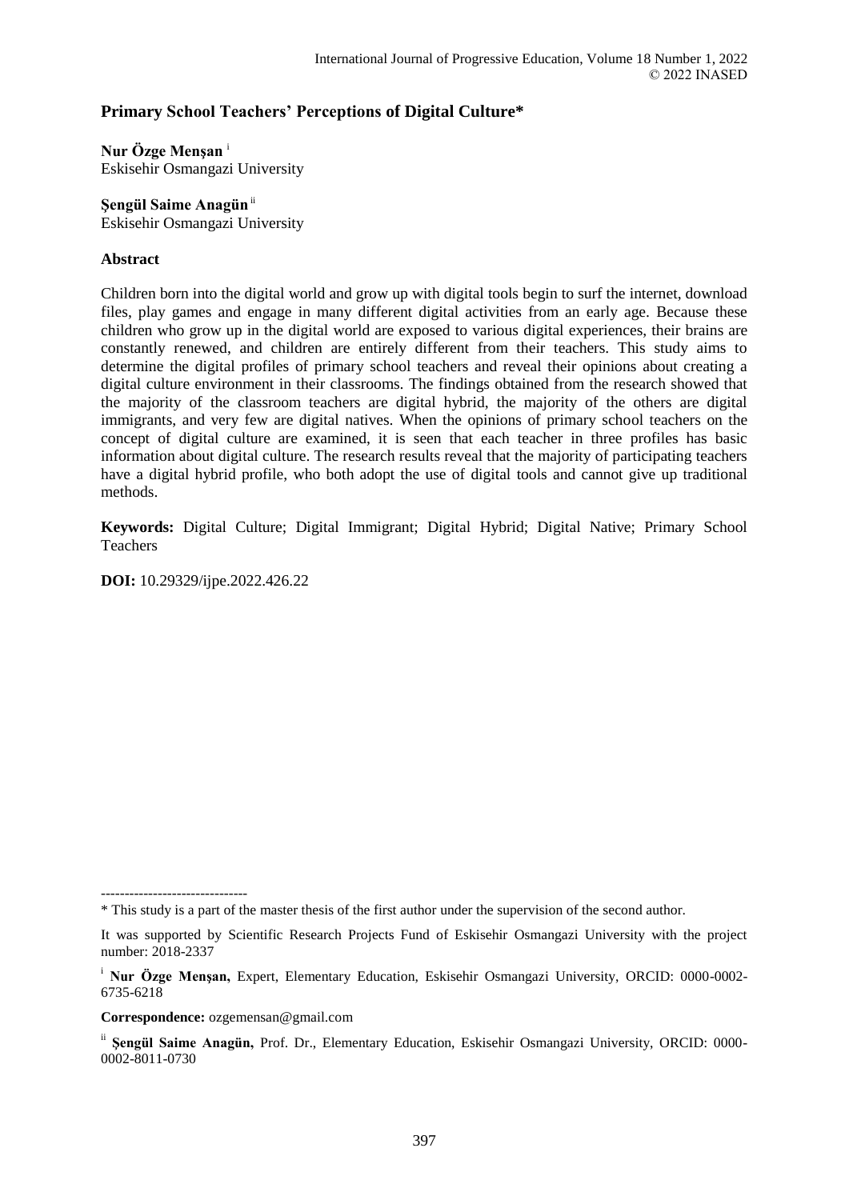# Primary School Teachers' Perceptions of Digital Culture*

**Nur Özge Menşan** [i]
Eskisehir Osmangazi University

**Şengül Saime Anagün** [ii]
Eskisehir Osmangazi University

## Abstract

Children born into the digital world and grow up with digital tools begin to surf the internet, download files, play games and engage in many different digital activities from an early age. Because these children who grow up in the digital world are exposed to various digital experiences, their brains are constantly renewed, and children are entirely different from their teachers. This study aims to determine the digital profiles of primary school teachers and reveal their opinions about creating a digital culture environment in their classrooms. The findings obtained from the research showed that the majority of the classroom teachers are digital hybrid, the majority of the others are digital immigrants, and very few are digital natives. When the opinions of primary school teachers on the concept of digital culture are examined, it is seen that each teacher in three profiles has basic information about digital culture. The research results reveal that the majority of participating teachers have a digital hybrid profile, who both adopt the use of digital tools and cannot give up traditional methods.

**Keywords:** Digital Culture; Digital Immigrant; Digital Hybrid; Digital Native; Primary School Teachers

**DOI:** 10.29329/ijpe.2022.426.22

-------------------------------

* This study is a part of the master thesis of the first author under the supervision of the second author.

It was supported by Scientific Research Projects Fund of Eskisehir Osmangazi University with the project number: 2018-2337

[i] **Nur Özge Menşan,** Expert, Elementary Education, Eskisehir Osmangazi University, ORCID: 0000-0002-6735-6218

**Correspondence:** ozgemensan@gmail.com

[ii] **Şengül Saime Anagün,** Prof. Dr., Elementary Education, Eskisehir Osmangazi University, ORCID: 0000-0002-8011-0730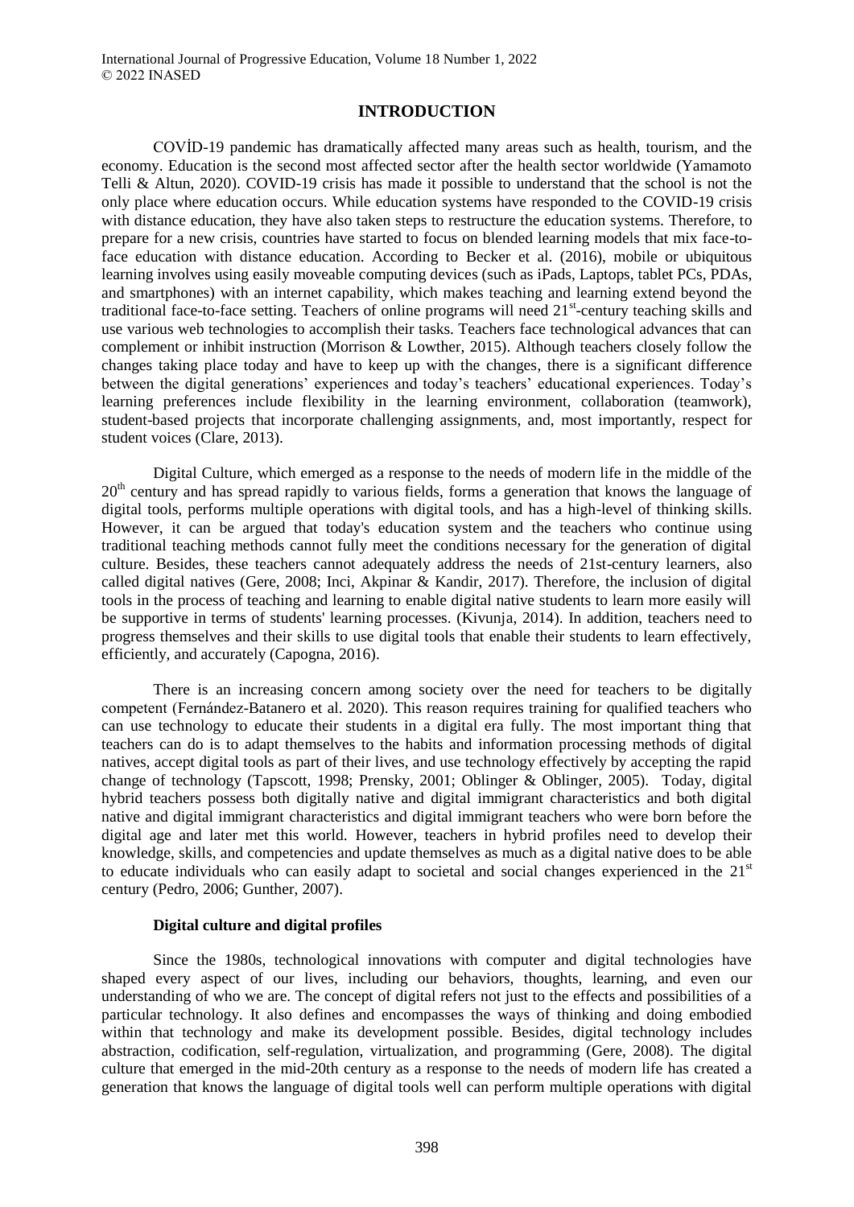## INTRODUCTION

COVİD-19 pandemic has dramatically affected many areas such as health, tourism, and the economy. Education is the second most affected sector after the health sector worldwide (Yamamoto Telli & Altun, 2020). COVID-19 crisis has made it possible to understand that the school is not the only place where education occurs. While education systems have responded to the COVID-19 crisis with distance education, they have also taken steps to restructure the education systems. Therefore, to prepare for a new crisis, countries have started to focus on blended learning models that mix face-to-face education with distance education. According to Becker et al. (2016), mobile or ubiquitous learning involves using easily moveable computing devices (such as iPads, Laptops, tablet PCs, PDAs, and smartphones) with an internet capability, which makes teaching and learning extend beyond the traditional face-to-face setting. Teachers of online programs will need 21st-century teaching skills and use various web technologies to accomplish their tasks. Teachers face technological advances that can complement or inhibit instruction (Morrison & Lowther, 2015). Although teachers closely follow the changes taking place today and have to keep up with the changes, there is a significant difference between the digital generations' experiences and today's teachers' educational experiences. Today's learning preferences include flexibility in the learning environment, collaboration (teamwork), student-based projects that incorporate challenging assignments, and, most importantly, respect for student voices (Clare, 2013).

Digital Culture, which emerged as a response to the needs of modern life in the middle of the 20th century and has spread rapidly to various fields, forms a generation that knows the language of digital tools, performs multiple operations with digital tools, and has a high-level of thinking skills. However, it can be argued that today's education system and the teachers who continue using traditional teaching methods cannot fully meet the conditions necessary for the generation of digital culture. Besides, these teachers cannot adequately address the needs of 21st-century learners, also called digital natives (Gere, 2008; Inci, Akpinar & Kandir, 2017). Therefore, the inclusion of digital tools in the process of teaching and learning to enable digital native students to learn more easily will be supportive in terms of students' learning processes. (Kivunja, 2014). In addition, teachers need to progress themselves and their skills to use digital tools that enable their students to learn effectively, efficiently, and accurately (Capogna, 2016).

There is an increasing concern among society over the need for teachers to be digitally competent (Fernández-Batanero et al. 2020). This reason requires training for qualified teachers who can use technology to educate their students in a digital era fully. The most important thing that teachers can do is to adapt themselves to the habits and information processing methods of digital natives, accept digital tools as part of their lives, and use technology effectively by accepting the rapid change of technology (Tapscott, 1998; Prensky, 2001; Oblinger & Oblinger, 2005). Today, digital hybrid teachers possess both digitally native and digital immigrant characteristics and both digital native and digital immigrant characteristics and digital immigrant teachers who were born before the digital age and later met this world. However, teachers in hybrid profiles need to develop their knowledge, skills, and competencies and update themselves as much as a digital native does to be able to educate individuals who can easily adapt to societal and social changes experienced in the 21st century (Pedro, 2006; Gunther, 2007).

### Digital culture and digital profiles

Since the 1980s, technological innovations with computer and digital technologies have shaped every aspect of our lives, including our behaviors, thoughts, learning, and even our understanding of who we are. The concept of digital refers not just to the effects and possibilities of a particular technology. It also defines and encompasses the ways of thinking and doing embodied within that technology and make its development possible. Besides, digital technology includes abstraction, codification, self-regulation, virtualization, and programming (Gere, 2008). The digital culture that emerged in the mid-20th century as a response to the needs of modern life has created a generation that knows the language of digital tools well can perform multiple operations with digital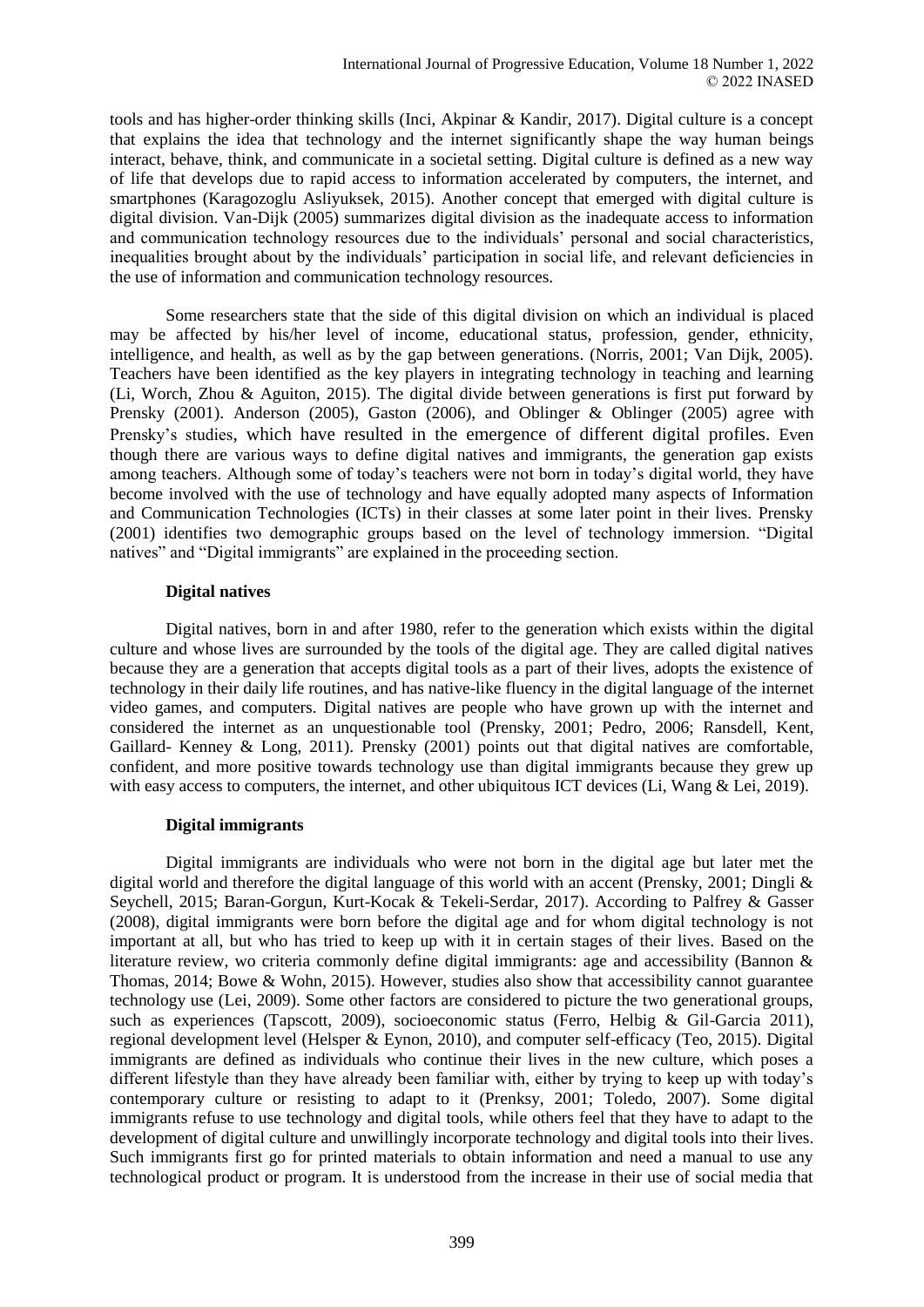tools and has higher-order thinking skills (Inci, Akpinar & Kandir, 2017). Digital culture is a concept that explains the idea that technology and the internet significantly shape the way human beings interact, behave, think, and communicate in a societal setting. Digital culture is defined as a new way of life that develops due to rapid access to information accelerated by computers, the internet, and smartphones (Karagozoglu Asliyuksek, 2015). Another concept that emerged with digital culture is digital division. Van-Dijk (2005) summarizes digital division as the inadequate access to information and communication technology resources due to the individuals' personal and social characteristics, inequalities brought about by the individuals' participation in social life, and relevant deficiencies in the use of information and communication technology resources.

Some researchers state that the side of this digital division on which an individual is placed may be affected by his/her level of income, educational status, profession, gender, ethnicity, intelligence, and health, as well as by the gap between generations. (Norris, 2001; Van Dijk, 2005). Teachers have been identified as the key players in integrating technology in teaching and learning (Li, Worch, Zhou & Aguiton, 2015). The digital divide between generations is first put forward by Prensky (2001). Anderson (2005), Gaston (2006), and Oblinger & Oblinger (2005) agree with Prensky's studies, which have resulted in the emergence of different digital profiles. Even though there are various ways to define digital natives and immigrants, the generation gap exists among teachers. Although some of today's teachers were not born in today's digital world, they have become involved with the use of technology and have equally adopted many aspects of Information and Communication Technologies (ICTs) in their classes at some later point in their lives. Prensky (2001) identifies two demographic groups based on the level of technology immersion. "Digital natives" and "Digital immigrants" are explained in the proceeding section.

**Digital natives**

Digital natives, born in and after 1980, refer to the generation which exists within the digital culture and whose lives are surrounded by the tools of the digital age. They are called digital natives because they are a generation that accepts digital tools as a part of their lives, adopts the existence of technology in their daily life routines, and has native-like fluency in the digital language of the internet video games, and computers. Digital natives are people who have grown up with the internet and considered the internet as an unquestionable tool (Prensky, 2001; Pedro, 2006; Ransdell, Kent, Gaillard- Kenney & Long, 2011). Prensky (2001) points out that digital natives are comfortable, confident, and more positive towards technology use than digital immigrants because they grew up with easy access to computers, the internet, and other ubiquitous ICT devices (Li, Wang & Lei, 2019).

**Digital immigrants**

Digital immigrants are individuals who were not born in the digital age but later met the digital world and therefore the digital language of this world with an accent (Prensky, 2001; Dingli & Seychell, 2015; Baran-Gorgun, Kurt-Kocak & Tekeli-Serdar, 2017). According to Palfrey & Gasser (2008), digital immigrants were born before the digital age and for whom digital technology is not important at all, but who has tried to keep up with it in certain stages of their lives. Based on the literature review, wo criteria commonly define digital immigrants: age and accessibility (Bannon & Thomas, 2014; Bowe & Wohn, 2015). However, studies also show that accessibility cannot guarantee technology use (Lei, 2009). Some other factors are considered to picture the two generational groups, such as experiences (Tapscott, 2009), socioeconomic status (Ferro, Helbig & Gil-Garcia 2011), regional development level (Helsper & Eynon, 2010), and computer self-efficacy (Teo, 2015). Digital immigrants are defined as individuals who continue their lives in the new culture, which poses a different lifestyle than they have already been familiar with, either by trying to keep up with today's contemporary culture or resisting to adapt to it (Prenksy, 2001; Toledo, 2007). Some digital immigrants refuse to use technology and digital tools, while others feel that they have to adapt to the development of digital culture and unwillingly incorporate technology and digital tools into their lives. Such immigrants first go for printed materials to obtain information and need a manual to use any technological product or program. It is understood from the increase in their use of social media that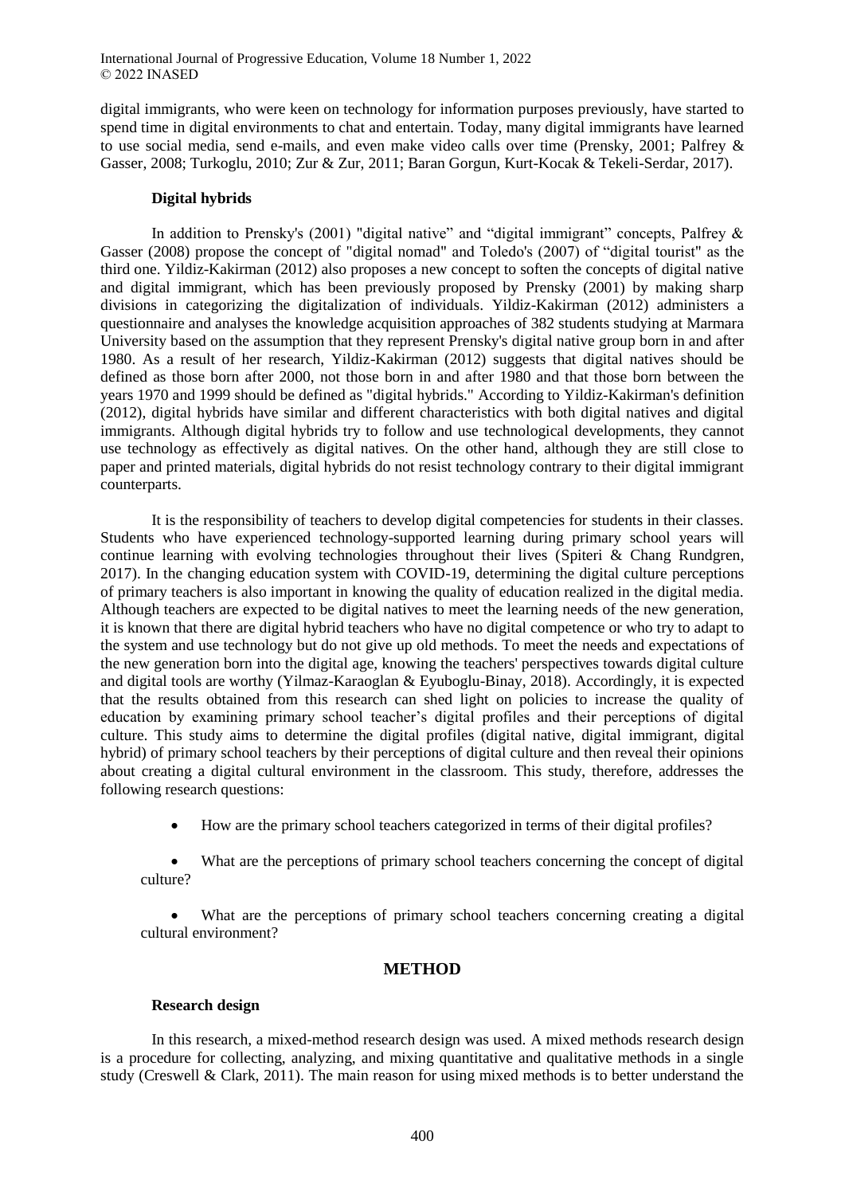digital immigrants, who were keen on technology for information purposes previously, have started to spend time in digital environments to chat and entertain. Today, many digital immigrants have learned to use social media, send e-mails, and even make video calls over time (Prensky, 2001; Palfrey & Gasser, 2008; Turkoglu, 2010; Zur & Zur, 2011; Baran Gorgun, Kurt-Kocak & Tekeli-Serdar, 2017).

### Digital hybrids

In addition to Prensky's (2001) "digital native" and "digital immigrant" concepts, Palfrey & Gasser (2008) propose the concept of "digital nomad" and Toledo's (2007) of "digital tourist" as the third one. Yildiz-Kakirman (2012) also proposes a new concept to soften the concepts of digital native and digital immigrant, which has been previously proposed by Prensky (2001) by making sharp divisions in categorizing the digitalization of individuals. Yildiz-Kakirman (2012) administers a questionnaire and analyses the knowledge acquisition approaches of 382 students studying at Marmara University based on the assumption that they represent Prensky's digital native group born in and after 1980. As a result of her research, Yildiz-Kakirman (2012) suggests that digital natives should be defined as those born after 2000, not those born in and after 1980 and that those born between the years 1970 and 1999 should be defined as "digital hybrids." According to Yildiz-Kakirman's definition (2012), digital hybrids have similar and different characteristics with both digital natives and digital immigrants. Although digital hybrids try to follow and use technological developments, they cannot use technology as effectively as digital natives. On the other hand, although they are still close to paper and printed materials, digital hybrids do not resist technology contrary to their digital immigrant counterparts.

It is the responsibility of teachers to develop digital competencies for students in their classes. Students who have experienced technology-supported learning during primary school years will continue learning with evolving technologies throughout their lives (Spiteri & Chang Rundgren, 2017). In the changing education system with COVID-19, determining the digital culture perceptions of primary teachers is also important in knowing the quality of education realized in the digital media. Although teachers are expected to be digital natives to meet the learning needs of the new generation, it is known that there are digital hybrid teachers who have no digital competence or who try to adapt to the system and use technology but do not give up old methods. To meet the needs and expectations of the new generation born into the digital age, knowing the teachers' perspectives towards digital culture and digital tools are worthy (Yilmaz-Karaoglan & Eyuboglu-Binay, 2018). Accordingly, it is expected that the results obtained from this research can shed light on policies to increase the quality of education by examining primary school teacher's digital profiles and their perceptions of digital culture. This study aims to determine the digital profiles (digital native, digital immigrant, digital hybrid) of primary school teachers by their perceptions of digital culture and then reveal their opinions about creating a digital cultural environment in the classroom. This study, therefore, addresses the following research questions:

- How are the primary school teachers categorized in terms of their digital profiles?
- What are the perceptions of primary school teachers concerning the concept of digital culture?
- What are the perceptions of primary school teachers concerning creating a digital cultural environment?

## METHOD

### Research design

In this research, a mixed-method research design was used. A mixed methods research design is a procedure for collecting, analyzing, and mixing quantitative and qualitative methods in a single study (Creswell & Clark, 2011). The main reason for using mixed methods is to better understand the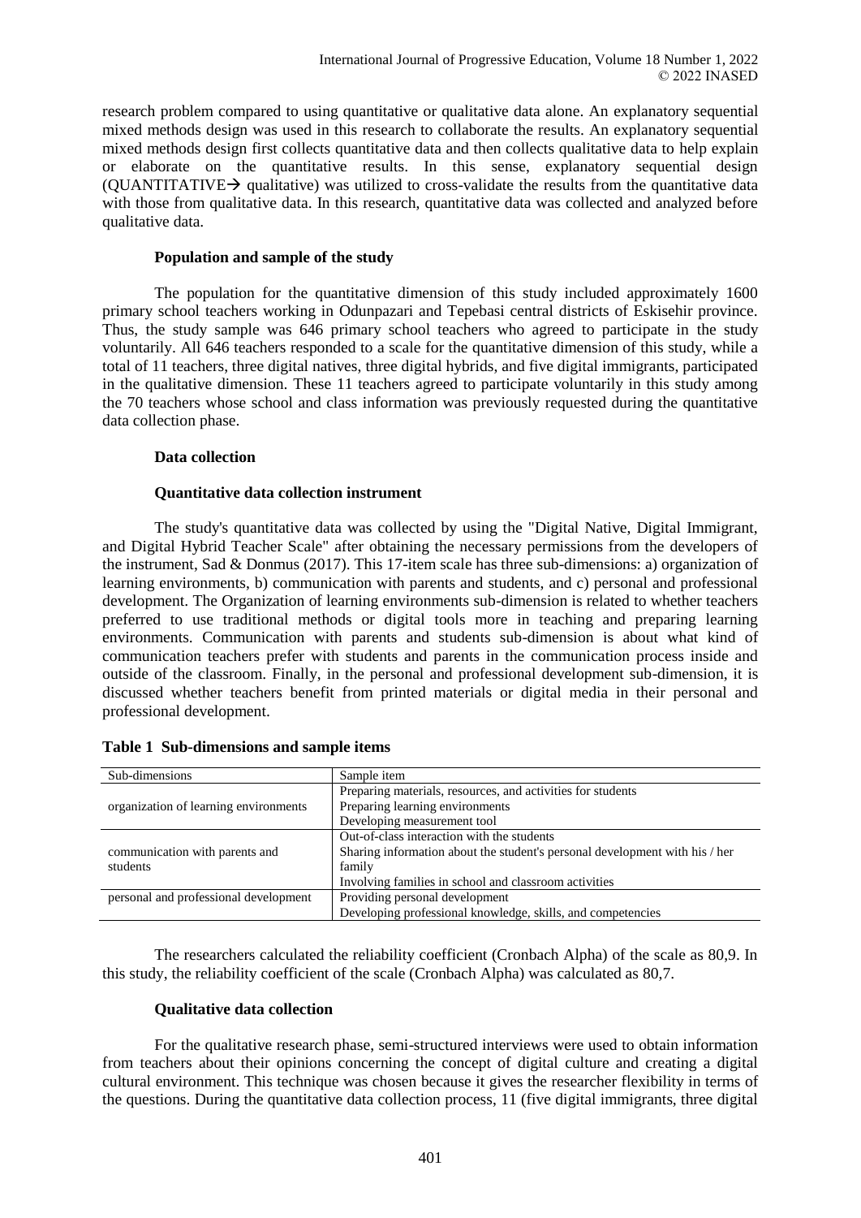research problem compared to using quantitative or qualitative data alone. An explanatory sequential mixed methods design was used in this research to collaborate the results. An explanatory sequential mixed methods design first collects quantitative data and then collects qualitative data to help explain or elaborate on the quantitative results. In this sense, explanatory sequential design (QUANTITATIVE→ qualitative) was utilized to cross-validate the results from the quantitative data with those from qualitative data. In this research, quantitative data was collected and analyzed before qualitative data.

### Population and sample of the study

The population for the quantitative dimension of this study included approximately 1600 primary school teachers working in Odunpazari and Tepebasi central districts of Eskisehir province. Thus, the study sample was 646 primary school teachers who agreed to participate in the study voluntarily. All 646 teachers responded to a scale for the quantitative dimension of this study, while a total of 11 teachers, three digital natives, three digital hybrids, and five digital immigrants, participated in the qualitative dimension. These 11 teachers agreed to participate voluntarily in this study among the 70 teachers whose school and class information was previously requested during the quantitative data collection phase.

### Data collection

#### Quantitative data collection instrument

The study's quantitative data was collected by using the "Digital Native, Digital Immigrant, and Digital Hybrid Teacher Scale" after obtaining the necessary permissions from the developers of the instrument, Sad & Donmus (2017). This 17-item scale has three sub-dimensions: a) organization of learning environments, b) communication with parents and students, and c) personal and professional development. The Organization of learning environments sub-dimension is related to whether teachers preferred to use traditional methods or digital tools more in teaching and preparing learning environments. Communication with parents and students sub-dimension is about what kind of communication teachers prefer with students and parents in the communication process inside and outside of the classroom. Finally, in the personal and professional development sub-dimension, it is discussed whether teachers benefit from printed materials or digital media in their personal and professional development.

**Table 1 Sub-dimensions and sample items**

| Sub-dimensions | Sample item |
|---|---|
| organization of learning environments | Preparing materials, resources, and activities for students<br>Preparing learning environments<br>Developing measurement tool |
| communication with parents and students | Out-of-class interaction with the students<br>Sharing information about the student's personal development with his / her family<br>Involving families in school and classroom activities |
| personal and professional development | Providing personal development<br>Developing professional knowledge, skills, and competencies |

The researchers calculated the reliability coefficient (Cronbach Alpha) of the scale as 80,9. In this study, the reliability coefficient of the scale (Cronbach Alpha) was calculated as 80,7.

#### Qualitative data collection

For the qualitative research phase, semi-structured interviews were used to obtain information from teachers about their opinions concerning the concept of digital culture and creating a digital cultural environment. This technique was chosen because it gives the researcher flexibility in terms of the questions. During the quantitative data collection process, 11 (five digital immigrants, three digital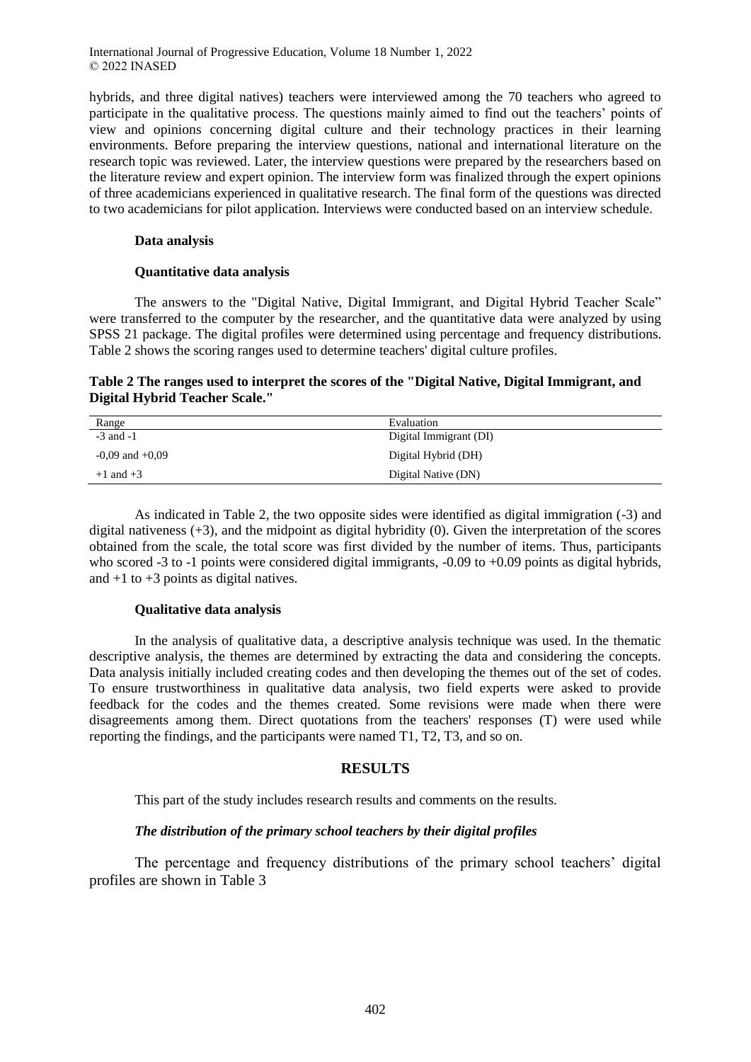hybrids, and three digital natives) teachers were interviewed among the 70 teachers who agreed to participate in the qualitative process. The questions mainly aimed to find out the teachers' points of view and opinions concerning digital culture and their technology practices in their learning environments. Before preparing the interview questions, national and international literature on the research topic was reviewed. Later, the interview questions were prepared by the researchers based on the literature review and expert opinion. The interview form was finalized through the expert opinions of three academicians experienced in qualitative research. The final form of the questions was directed to two academicians for pilot application. Interviews were conducted based on an interview schedule.

**Data analysis**

**Quantitative data analysis**

The answers to the "Digital Native, Digital Immigrant, and Digital Hybrid Teacher Scale" were transferred to the computer by the researcher, and the quantitative data were analyzed by using SPSS 21 package. The digital profiles were determined using percentage and frequency distributions. Table 2 shows the scoring ranges used to determine teachers' digital culture profiles.

**Table 2 The ranges used to interpret the scores of the "Digital Native, Digital Immigrant, and Digital Hybrid Teacher Scale."**

| Range | Evaluation |
|---|---|
| -3 and -1 | Digital Immigrant (DI) |
| -0,09 and +0,09 | Digital Hybrid (DH) |
| +1 and +3 | Digital Native (DN) |

As indicated in Table 2, the two opposite sides were identified as digital immigration (-3) and digital nativeness (+3), and the midpoint as digital hybridity (0). Given the interpretation of the scores obtained from the scale, the total score was first divided by the number of items. Thus, participants who scored -3 to -1 points were considered digital immigrants, -0.09 to +0.09 points as digital hybrids, and +1 to +3 points as digital natives.

**Qualitative data analysis**

In the analysis of qualitative data, a descriptive analysis technique was used. In the thematic descriptive analysis, the themes are determined by extracting the data and considering the concepts. Data analysis initially included creating codes and then developing the themes out of the set of codes. To ensure trustworthiness in qualitative data analysis, two field experts were asked to provide feedback for the codes and the themes created. Some revisions were made when there were disagreements among them. Direct quotations from the teachers' responses (T) were used while reporting the findings, and the participants were named T1, T2, T3, and so on.

## RESULTS

This part of the study includes research results and comments on the results.

***The distribution of the primary school teachers by their digital profiles***

The percentage and frequency distributions of the primary school teachers' digital profiles are shown in Table 3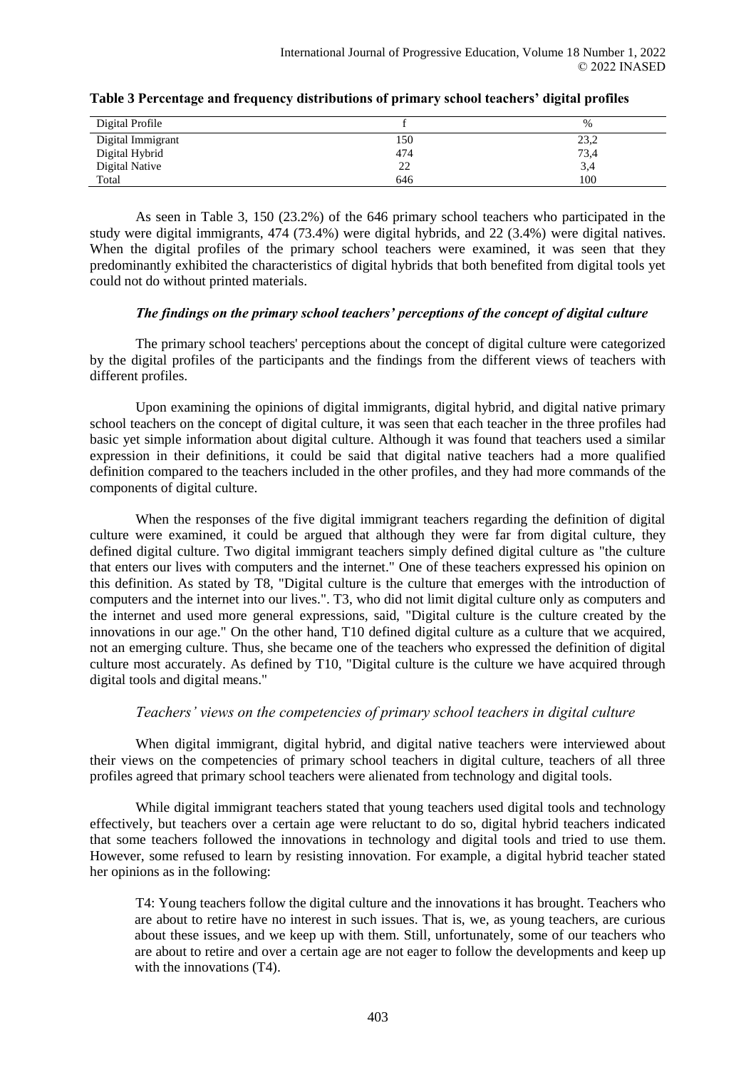**Table 3 Percentage and frequency distributions of primary school teachers' digital profiles**

| Digital Profile | f | % |
|---|---|---|
| Digital Immigrant | 150 | 23,2 |
| Digital Hybrid | 474 | 73,4 |
| Digital Native | 22 | 3,4 |
| Total | 646 | 100 |

As seen in Table 3, 150 (23.2%) of the 646 primary school teachers who participated in the study were digital immigrants, 474 (73.4%) were digital hybrids, and 22 (3.4%) were digital natives. When the digital profiles of the primary school teachers were examined, it was seen that they predominantly exhibited the characteristics of digital hybrids that both benefited from digital tools yet could not do without printed materials.

### *The findings on the primary school teachers' perceptions of the concept of digital culture*

The primary school teachers' perceptions about the concept of digital culture were categorized by the digital profiles of the participants and the findings from the different views of teachers with different profiles.

Upon examining the opinions of digital immigrants, digital hybrid, and digital native primary school teachers on the concept of digital culture, it was seen that each teacher in the three profiles had basic yet simple information about digital culture. Although it was found that teachers used a similar expression in their definitions, it could be said that digital native teachers had a more qualified definition compared to the teachers included in the other profiles, and they had more commands of the components of digital culture.

When the responses of the five digital immigrant teachers regarding the definition of digital culture were examined, it could be argued that although they were far from digital culture, they defined digital culture. Two digital immigrant teachers simply defined digital culture as "the culture that enters our lives with computers and the internet." One of these teachers expressed his opinion on this definition. As stated by T8, "Digital culture is the culture that emerges with the introduction of computers and the internet into our lives.". T3, who did not limit digital culture only as computers and the internet and used more general expressions, said, "Digital culture is the culture created by the innovations in our age." On the other hand, T10 defined digital culture as a culture that we acquired, not an emerging culture. Thus, she became one of the teachers who expressed the definition of digital culture most accurately. As defined by T10, "Digital culture is the culture we have acquired through digital tools and digital means."

#### *Teachers' views on the competencies of primary school teachers in digital culture*

When digital immigrant, digital hybrid, and digital native teachers were interviewed about their views on the competencies of primary school teachers in digital culture, teachers of all three profiles agreed that primary school teachers were alienated from technology and digital tools.

While digital immigrant teachers stated that young teachers used digital tools and technology effectively, but teachers over a certain age were reluctant to do so, digital hybrid teachers indicated that some teachers followed the innovations in technology and digital tools and tried to use them. However, some refused to learn by resisting innovation. For example, a digital hybrid teacher stated her opinions as in the following:

> T4: Young teachers follow the digital culture and the innovations it has brought. Teachers who are about to retire have no interest in such issues. That is, we, as young teachers, are curious about these issues, and we keep up with them. Still, unfortunately, some of our teachers who are about to retire and over a certain age are not eager to follow the developments and keep up with the innovations (T4).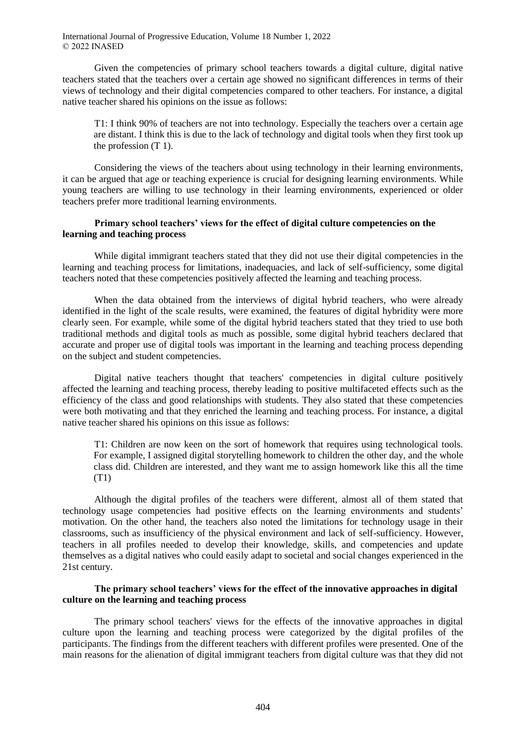Given the competencies of primary school teachers towards a digital culture, digital native teachers stated that the teachers over a certain age showed no significant differences in terms of their views of technology and their digital competencies compared to other teachers. For instance, a digital native teacher shared his opinions on the issue as follows:

> T1: I think 90% of teachers are not into technology. Especially the teachers over a certain age are distant. I think this is due to the lack of technology and digital tools when they first took up the profession (T 1).

Considering the views of the teachers about using technology in their learning environments, it can be argued that age or teaching experience is crucial for designing learning environments. While young teachers are willing to use technology in their learning environments, experienced or older teachers prefer more traditional learning environments.

### Primary school teachers' views for the effect of digital culture competencies on the learning and teaching process

While digital immigrant teachers stated that they did not use their digital competencies in the learning and teaching process for limitations, inadequacies, and lack of self-sufficiency, some digital teachers noted that these competencies positively affected the learning and teaching process.

When the data obtained from the interviews of digital hybrid teachers, who were already identified in the light of the scale results, were examined, the features of digital hybridity were more clearly seen. For example, while some of the digital hybrid teachers stated that they tried to use both traditional methods and digital tools as much as possible, some digital hybrid teachers declared that accurate and proper use of digital tools was important in the learning and teaching process depending on the subject and student competencies.

Digital native teachers thought that teachers' competencies in digital culture positively affected the learning and teaching process, thereby leading to positive multifaceted effects such as the efficiency of the class and good relationships with students. They also stated that these competencies were both motivating and that they enriched the learning and teaching process. For instance, a digital native teacher shared his opinions on this issue as follows:

> T1: Children are now keen on the sort of homework that requires using technological tools. For example, I assigned digital storytelling homework to children the other day, and the whole class did. Children are interested, and they want me to assign homework like this all the time (T1)

Although the digital profiles of the teachers were different, almost all of them stated that technology usage competencies had positive effects on the learning environments and students' motivation. On the other hand, the teachers also noted the limitations for technology usage in their classrooms, such as insufficiency of the physical environment and lack of self-sufficiency. However, teachers in all profiles needed to develop their knowledge, skills, and competencies and update themselves as a digital natives who could easily adapt to societal and social changes experienced in the 21st century.

### The primary school teachers' views for the effect of the innovative approaches in digital culture on the learning and teaching process

The primary school teachers' views for the effects of the innovative approaches in digital culture upon the learning and teaching process were categorized by the digital profiles of the participants. The findings from the different teachers with different profiles were presented. One of the main reasons for the alienation of digital immigrant teachers from digital culture was that they did not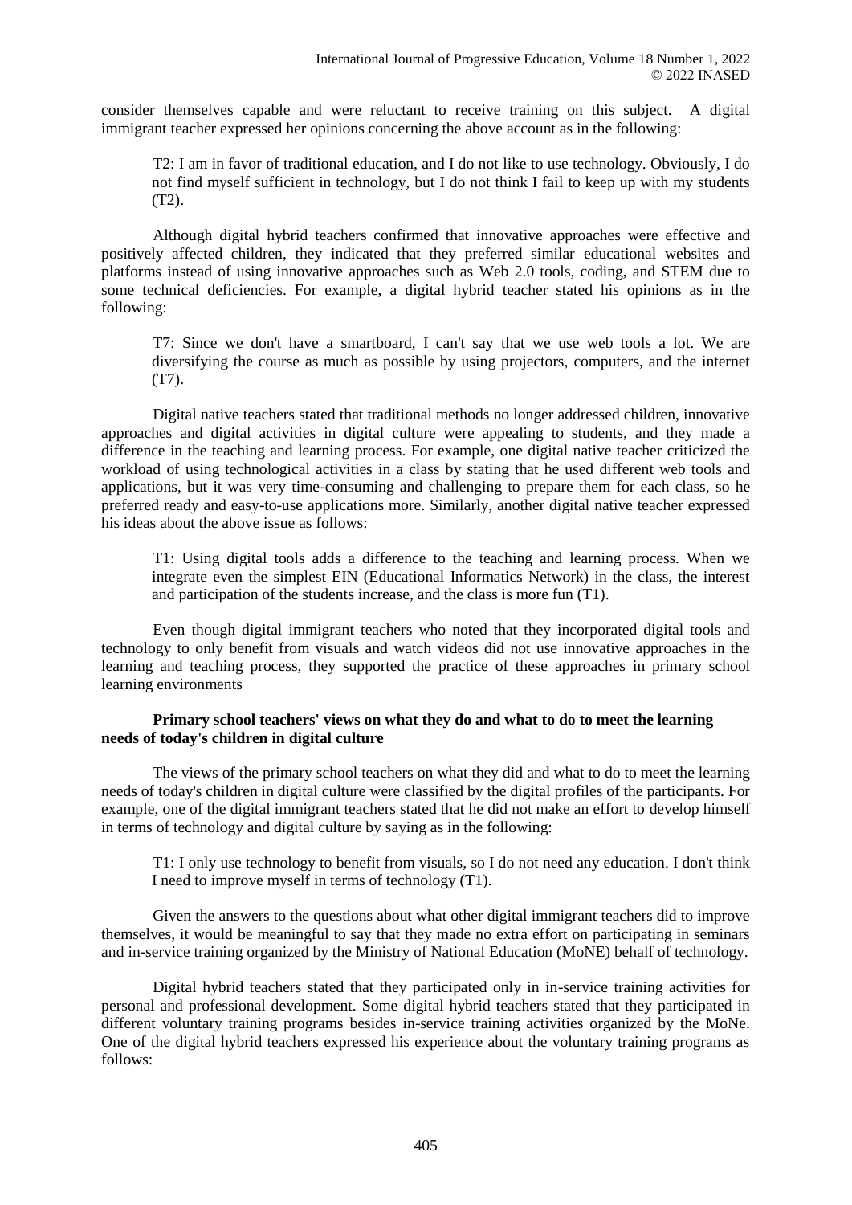consider themselves capable and were reluctant to receive training on this subject. A digital immigrant teacher expressed her opinions concerning the above account as in the following:

> T2: I am in favor of traditional education, and I do not like to use technology. Obviously, I do not find myself sufficient in technology, but I do not think I fail to keep up with my students (T2).

Although digital hybrid teachers confirmed that innovative approaches were effective and positively affected children, they indicated that they preferred similar educational websites and platforms instead of using innovative approaches such as Web 2.0 tools, coding, and STEM due to some technical deficiencies. For example, a digital hybrid teacher stated his opinions as in the following:

> T7: Since we don't have a smartboard, I can't say that we use web tools a lot. We are diversifying the course as much as possible by using projectors, computers, and the internet (T7).

Digital native teachers stated that traditional methods no longer addressed children, innovative approaches and digital activities in digital culture were appealing to students, and they made a difference in the teaching and learning process. For example, one digital native teacher criticized the workload of using technological activities in a class by stating that he used different web tools and applications, but it was very time-consuming and challenging to prepare them for each class, so he preferred ready and easy-to-use applications more. Similarly, another digital native teacher expressed his ideas about the above issue as follows:

> T1: Using digital tools adds a difference to the teaching and learning process. When we integrate even the simplest EIN (Educational Informatics Network) in the class, the interest and participation of the students increase, and the class is more fun (T1).

Even though digital immigrant teachers who noted that they incorporated digital tools and technology to only benefit from visuals and watch videos did not use innovative approaches in the learning and teaching process, they supported the practice of these approaches in primary school learning environments

### Primary school teachers' views on what they do and what to do to meet the learning needs of today's children in digital culture

The views of the primary school teachers on what they did and what to do to meet the learning needs of today's children in digital culture were classified by the digital profiles of the participants. For example, one of the digital immigrant teachers stated that he did not make an effort to develop himself in terms of technology and digital culture by saying as in the following:

> T1: I only use technology to benefit from visuals, so I do not need any education. I don't think I need to improve myself in terms of technology (T1).

Given the answers to the questions about what other digital immigrant teachers did to improve themselves, it would be meaningful to say that they made no extra effort on participating in seminars and in-service training organized by the Ministry of National Education (MoNE) behalf of technology.

Digital hybrid teachers stated that they participated only in in-service training activities for personal and professional development. Some digital hybrid teachers stated that they participated in different voluntary training programs besides in-service training activities organized by the MoNe. One of the digital hybrid teachers expressed his experience about the voluntary training programs as follows: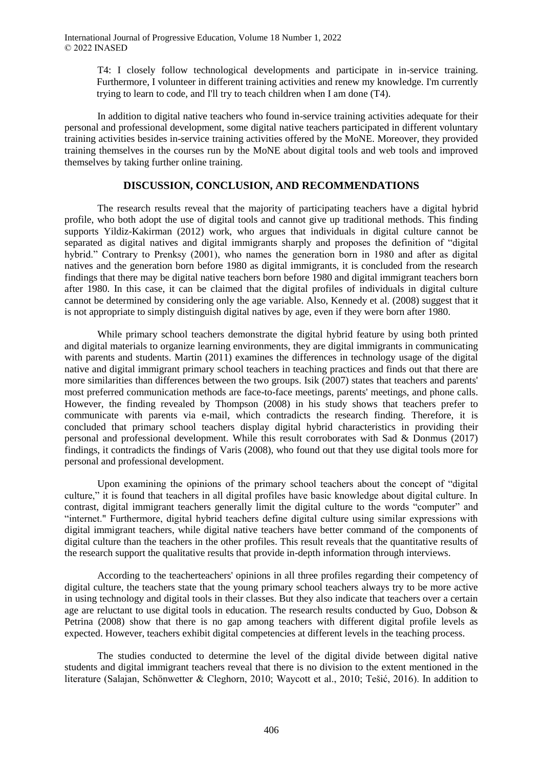T4: I closely follow technological developments and participate in in-service training. Furthermore, I volunteer in different training activities and renew my knowledge. I'm currently trying to learn to code, and I'll try to teach children when I am done (T4).

In addition to digital native teachers who found in-service training activities adequate for their personal and professional development, some digital native teachers participated in different voluntary training activities besides in-service training activities offered by the MoNE. Moreover, they provided training themselves in the courses run by the MoNE about digital tools and web tools and improved themselves by taking further online training.

## DISCUSSION, CONCLUSION, AND RECOMMENDATIONS

The research results reveal that the majority of participating teachers have a digital hybrid profile, who both adopt the use of digital tools and cannot give up traditional methods. This finding supports Yildiz-Kakirman (2012) work, who argues that individuals in digital culture cannot be separated as digital natives and digital immigrants sharply and proposes the definition of "digital hybrid." Contrary to Prenksy (2001), who names the generation born in 1980 and after as digital natives and the generation born before 1980 as digital immigrants, it is concluded from the research findings that there may be digital native teachers born before 1980 and digital immigrant teachers born after 1980. In this case, it can be claimed that the digital profiles of individuals in digital culture cannot be determined by considering only the age variable. Also, Kennedy et al. (2008) suggest that it is not appropriate to simply distinguish digital natives by age, even if they were born after 1980.

While primary school teachers demonstrate the digital hybrid feature by using both printed and digital materials to organize learning environments, they are digital immigrants in communicating with parents and students. Martin (2011) examines the differences in technology usage of the digital native and digital immigrant primary school teachers in teaching practices and finds out that there are more similarities than differences between the two groups. Isik (2007) states that teachers and parents' most preferred communication methods are face-to-face meetings, parents' meetings, and phone calls. However, the finding revealed by Thompson (2008) in his study shows that teachers prefer to communicate with parents via e-mail, which contradicts the research finding. Therefore, it is concluded that primary school teachers display digital hybrid characteristics in providing their personal and professional development. While this result corroborates with Sad & Donmus (2017) findings, it contradicts the findings of Varis (2008), who found out that they use digital tools more for personal and professional development.

Upon examining the opinions of the primary school teachers about the concept of "digital culture," it is found that teachers in all digital profiles have basic knowledge about digital culture. In contrast, digital immigrant teachers generally limit the digital culture to the words "computer" and "internet." Furthermore, digital hybrid teachers define digital culture using similar expressions with digital immigrant teachers, while digital native teachers have better command of the components of digital culture than the teachers in the other profiles. This result reveals that the quantitative results of the research support the qualitative results that provide in-depth information through interviews.

According to the teacherteachers' opinions in all three profiles regarding their competency of digital culture, the teachers state that the young primary school teachers always try to be more active in using technology and digital tools in their classes. But they also indicate that teachers over a certain age are reluctant to use digital tools in education. The research results conducted by Guo, Dobson & Petrina (2008) show that there is no gap among teachers with different digital profile levels as expected. However, teachers exhibit digital competencies at different levels in the teaching process.

The studies conducted to determine the level of the digital divide between digital native students and digital immigrant teachers reveal that there is no division to the extent mentioned in the literature (Salajan, Schönwetter & Cleghorn, 2010; Waycott et al., 2010; Tešić, 2016). In addition to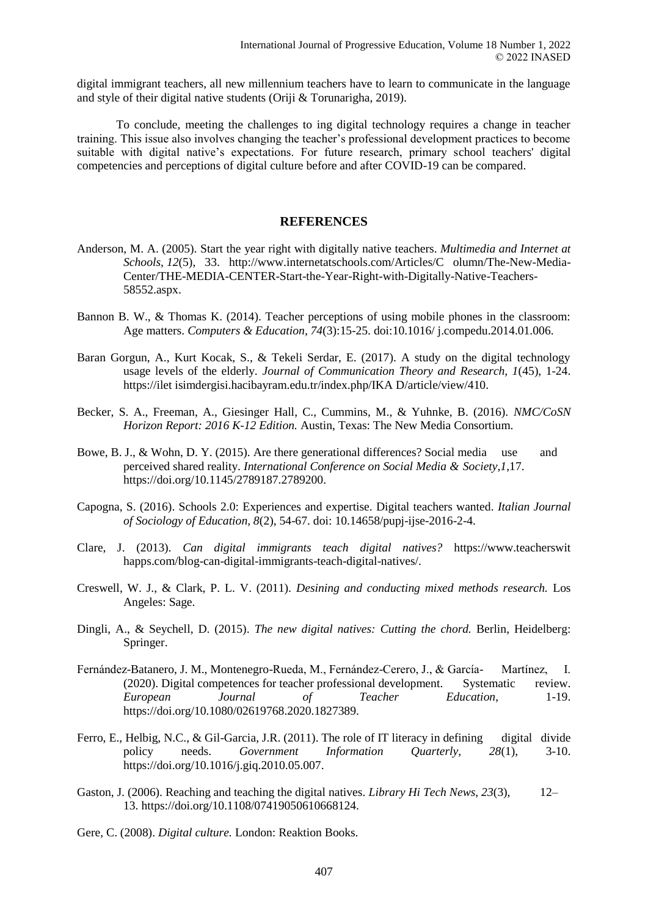digital immigrant teachers, all new millennium teachers have to learn to communicate in the language and style of their digital native students (Oriji & Torunarigha, 2019).

To conclude, meeting the challenges to ing digital technology requires a change in teacher training. This issue also involves changing the teacher's professional development practices to become suitable with digital native's expectations. For future research, primary school teachers' digital competencies and perceptions of digital culture before and after COVID-19 can be compared.

## REFERENCES

Anderson, M. A. (2005). Start the year right with digitally native teachers. *Multimedia and Internet at Schools*, *12*(5), 33. http://www.internetatschools.com/Articles/C olumn/The-New-Media-Center/THE-MEDIA-CENTER-Start-the-Year-Right-with-Digitally-Native-Teachers-58552.aspx.

Bannon B. W., & Thomas K. (2014). Teacher perceptions of using mobile phones in the classroom: Age matters. *Computers & Education, 74*(3):15-25. doi:10.1016/ j.compedu.2014.01.006.

Baran Gorgun, A., Kurt Kocak, S., & Tekeli Serdar, E. (2017). A study on the digital technology usage levels of the elderly. *Journal of Communication Theory and Research, 1*(45), 1-24. https://ilet isimdergisi.hacibayram.edu.tr/index.php/IKA D/article/view/410.

Becker, S. A., Freeman, A., Giesinger Hall, C., Cummins, M., & Yuhnke, B. (2016). *NMC/CoSN Horizon Report: 2016 K-12 Edition.* Austin, Texas: The New Media Consortium.

Bowe, B. J., & Wohn, D. Y. (2015). Are there generational differences? Social media use and perceived shared reality. *International Conference on Social Media & Society,1*,17. https://doi.org/10.1145/2789187.2789200.

Capogna, S. (2016). Schools 2.0: Experiences and expertise. Digital teachers wanted. *Italian Journal of Sociology of Education, 8*(2), 54-67. doi: 10.14658/pupj-ijse-2016-2-4.

Clare, J. (2013). *Can digital immigrants teach digital natives?* https://www.teacherswit happs.com/blog-can-digital-immigrants-teach-digital-natives/.

Creswell, W. J., & Clark, P. L. V. (2011). *Desining and conducting mixed methods research.* Los Angeles: Sage.

Dingli, A., & Seychell, D. (2015). *The new digital natives: Cutting the chord.* Berlin, Heidelberg: Springer.

Fernández-Batanero, J. M., Montenegro-Rueda, M., Fernández-Cerero, J., & García- Martínez, I. (2020). Digital competences for teacher professional development. Systematic review. *European Journal of Teacher Education*, 1-19. https://doi.org/10.1080/02619768.2020.1827389.

Ferro, E., Helbig, N.C., & Gil-Garcia, J.R. (2011). The role of IT literacy in defining digital divide policy needs. *Government Information Quarterly, 28*(1), 3-10. https://doi.org/10.1016/j.giq.2010.05.007.

Gaston, J. (2006). Reaching and teaching the digital natives. *Library Hi Tech News*, *23*(3), 12–13. https://doi.org/10.1108/07419050610668124.

Gere, C. (2008). *Digital culture.* London: Reaktion Books.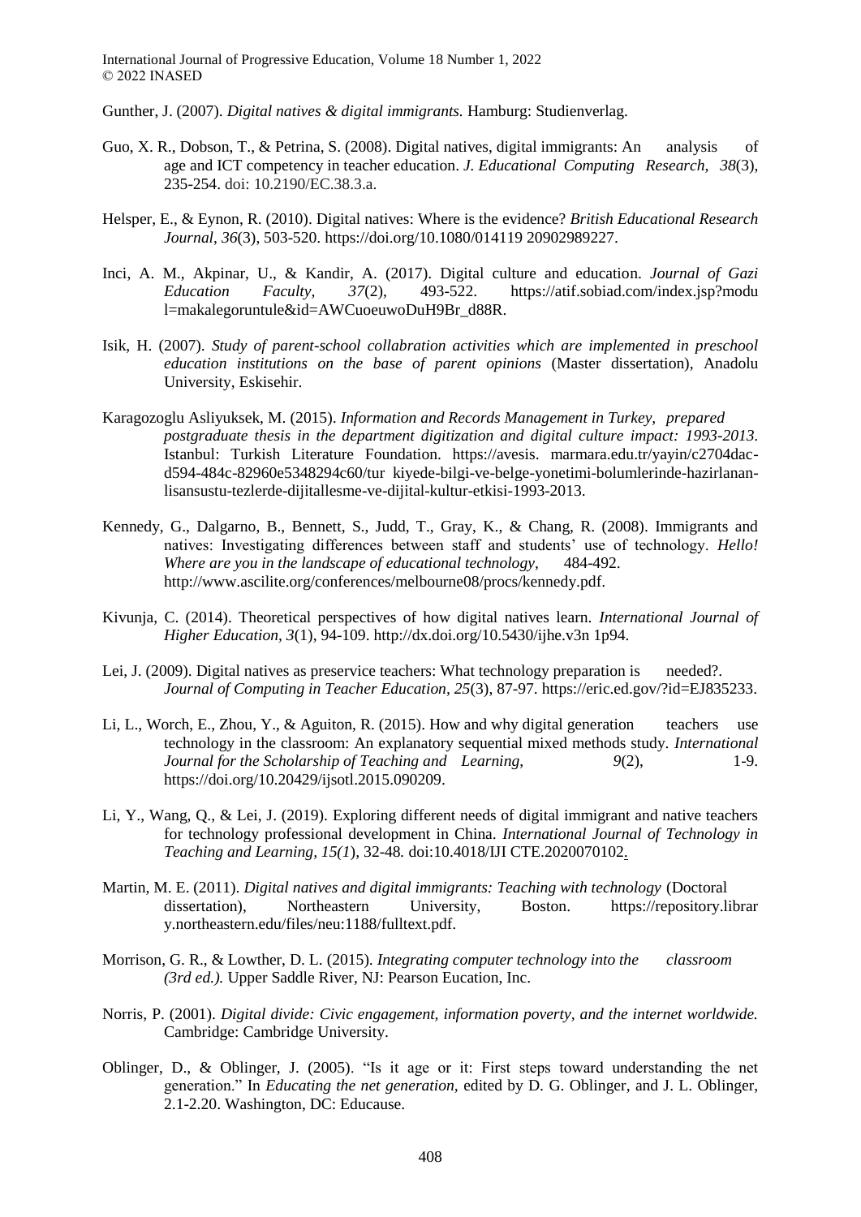Gunther, J. (2007). *Digital natives & digital immigrants.* Hamburg: Studienverlag.

Guo, X. R., Dobson, T., & Petrina, S. (2008). Digital natives, digital immigrants: An analysis of age and ICT competency in teacher education. *J. Educational Computing Research, 38*(3), 235-254. doi: 10.2190/EC.38.3.a.

Helsper, E., & Eynon, R. (2010). Digital natives: Where is the evidence? *British Educational Research Journal*, *36*(3), 503-520. https://doi.org/10.1080/014119 20902989227.

Inci, A. M., Akpinar, U., & Kandir, A. (2017). Digital culture and education. *Journal of Gazi Education Faculty, 37*(2), 493-522. https://atif.sobiad.com/index.jsp?modul=makalegoruntule&id=AWCuoeuwoDuH9Br_d88R.

Isik, H. (2007). *Study of parent-school collabration activities which are implemented in preschool education institutions on the base of parent opinions* (Master dissertation), Anadolu University, Eskisehir.

Karagozoglu Asliyuksek, M. (2015). *Information and Records Management in Turkey, prepared postgraduate thesis in the department digitization and digital culture impact: 1993-2013*. Istanbul: Turkish Literature Foundation. https://avesis. marmara.edu.tr/yayin/c2704dac-d594-484c-82960e5348294c60/tur kiyede-bilgi-ve-belge-yonetimi-bolumlerinde-hazirlanan-lisansustu-tezlerde-dijitallesme-ve-dijital-kultur-etkisi-1993-2013.

Kennedy, G., Dalgarno, B., Bennett, S., Judd, T., Gray, K., & Chang, R. (2008). Immigrants and natives: Investigating differences between staff and students' use of technology. *Hello! Where are you in the landscape of educational technology*, 484-492. http://www.ascilite.org/conferences/melbourne08/procs/kennedy.pdf.

Kivunja, C. (2014). Theoretical perspectives of how digital natives learn. *International Journal of Higher Education, 3*(1), 94-109. http://dx.doi.org/10.5430/ijhe.v3n 1p94.

Lei, J. (2009). Digital natives as preservice teachers: What technology preparation is needed?. *Journal of Computing in Teacher Education, 25*(3), 87-97. https://eric.ed.gov/?id=EJ835233.

Li, L., Worch, E., Zhou, Y., & Aguiton, R. (2015). How and why digital generation teachers use technology in the classroom: An explanatory sequential mixed methods study. *International Journal for the Scholarship of Teaching and Learning, 9*(2), 1-9. https://doi.org/10.20429/ijsotl.2015.090209.

Li, Y., Wang, Q., & Lei, J. (2019). Exploring different needs of digital immigrant and native teachers for technology professional development in China. *International Journal of Technology in Teaching and Learning, 15(1*), 32-48*.* doi:10.4018/IJI CTE.2020070102.

Martin, M. E. (2011). *Digital natives and digital immigrants: Teaching with technology* (Doctoral dissertation), Northeastern University, Boston. https://repository.library.northeastern.edu/files/neu:1188/fulltext.pdf.

Morrison, G. R., & Lowther, D. L. (2015). *Integrating computer technology into the classroom (3rd ed.).* Upper Saddle River, NJ: Pearson Eucation, Inc.

Norris, P. (2001). *Digital divide: Civic engagement, information poverty, and the internet worldwide.* Cambridge: Cambridge University.

Oblinger, D., & Oblinger, J. (2005). "Is it age or it: First steps toward understanding the net generation." In *Educating the net generation,* edited by D. G. Oblinger, and J. L. Oblinger, 2.1-2.20. Washington, DC: Educause.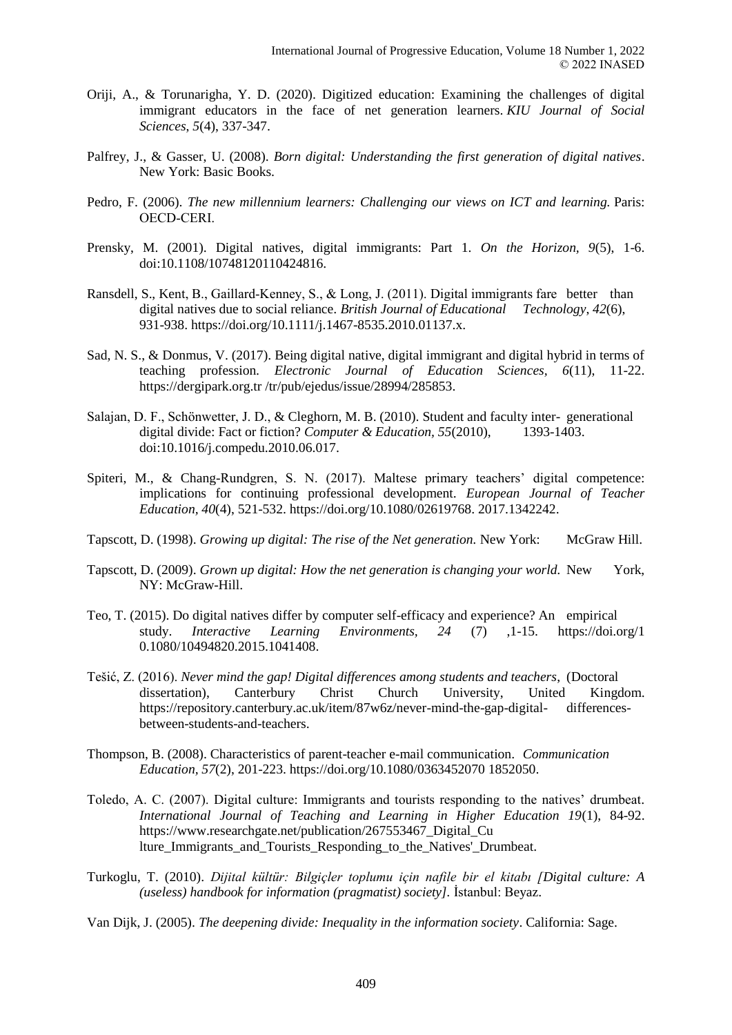Oriji, A., & Torunarigha, Y. D. (2020). Digitized education: Examining the challenges of digital immigrant educators in the face of net generation learners. *KIU Journal of Social Sciences*, *5*(4), 337-347.

Palfrey, J., & Gasser, U. (2008). *Born digital: Understanding the first generation of digital natives*. New York: Basic Books.

Pedro, F. (2006). *The new millennium learners: Challenging our views on ICT and learning.* Paris: OECD-CERI.

Prensky, M. (2001). Digital natives, digital immigrants: Part 1. *On the Horizon*, *9*(5), 1-6. doi:10.1108/10748120110424816.

Ransdell, S., Kent, B., Gaillard-Kenney, S., & Long, J. (2011). Digital immigrants fare better than digital natives due to social reliance. *British Journal of Educational Technology*, *42*(6), 931-938. https://doi.org/10.1111/j.1467-8535.2010.01137.x.

Sad, N. S., & Donmus, V. (2017). Being digital native, digital immigrant and digital hybrid in terms of teaching profession. *Electronic Journal of Education Sciences*, *6*(11), 11-22. https://dergipark.org.tr /tr/pub/ejedus/issue/28994/285853.

Salajan, D. F., Schönwetter, J. D., & Cleghorn, M. B. (2010). Student and faculty inter- generational digital divide: Fact or fiction? *Computer & Education, 55*(2010), 1393-1403. doi:10.1016/j.compedu.2010.06.017.

Spiteri, M., & Chang-Rundgren, S. N. (2017). Maltese primary teachers' digital competence: implications for continuing professional development. *European Journal of Teacher Education*, *40*(4), 521-532. https://doi.org/10.1080/02619768. 2017.1342242.

Tapscott, D. (1998). *Growing up digital: The rise of the Net generation.* New York: McGraw Hill.

Tapscott, D. (2009). *Grown up digital: How the net generation is changing your world.* New York, NY: McGraw-Hill.

Teo, T. (2015). Do digital natives differ by computer self-efficacy and experience? An empirical study. *Interactive Learning Environments*, *24* (7) ,1-15. https://doi.org/1 0.1080/10494820.2015.1041408.

Tešić, Z. (2016). *Never mind the gap! Digital differences among students and teachers*, (Doctoral dissertation), Canterbury Christ Church University, United Kingdom. https://repository.canterbury.ac.uk/item/87w6z/never-mind-the-gap-digital- differences-between-students-and-teachers.

Thompson, B. (2008). Characteristics of parent-teacher e-mail communication. *Communication Education*, *57*(2), 201-223. https://doi.org/10.1080/0363452070 1852050.

Toledo, A. C. (2007). Digital culture: Immigrants and tourists responding to the natives' drumbeat. *International Journal of Teaching and Learning in Higher Education 19*(1), 84-92. https://www.researchgate.net/publication/267553467_Digital_Cu lture_Immigrants_and_Tourists_Responding_to_the_Natives'_Drumbeat.

Turkoglu, T. (2010). *Dijital kültür: Bilgiçler toplumu için nafile bir el kitabı [Digital culture: A (useless) handbook for information (pragmatist) society]*. İstanbul: Beyaz.

Van Dijk, J. (2005). *The deepening divide: Inequality in the information society*. California: Sage.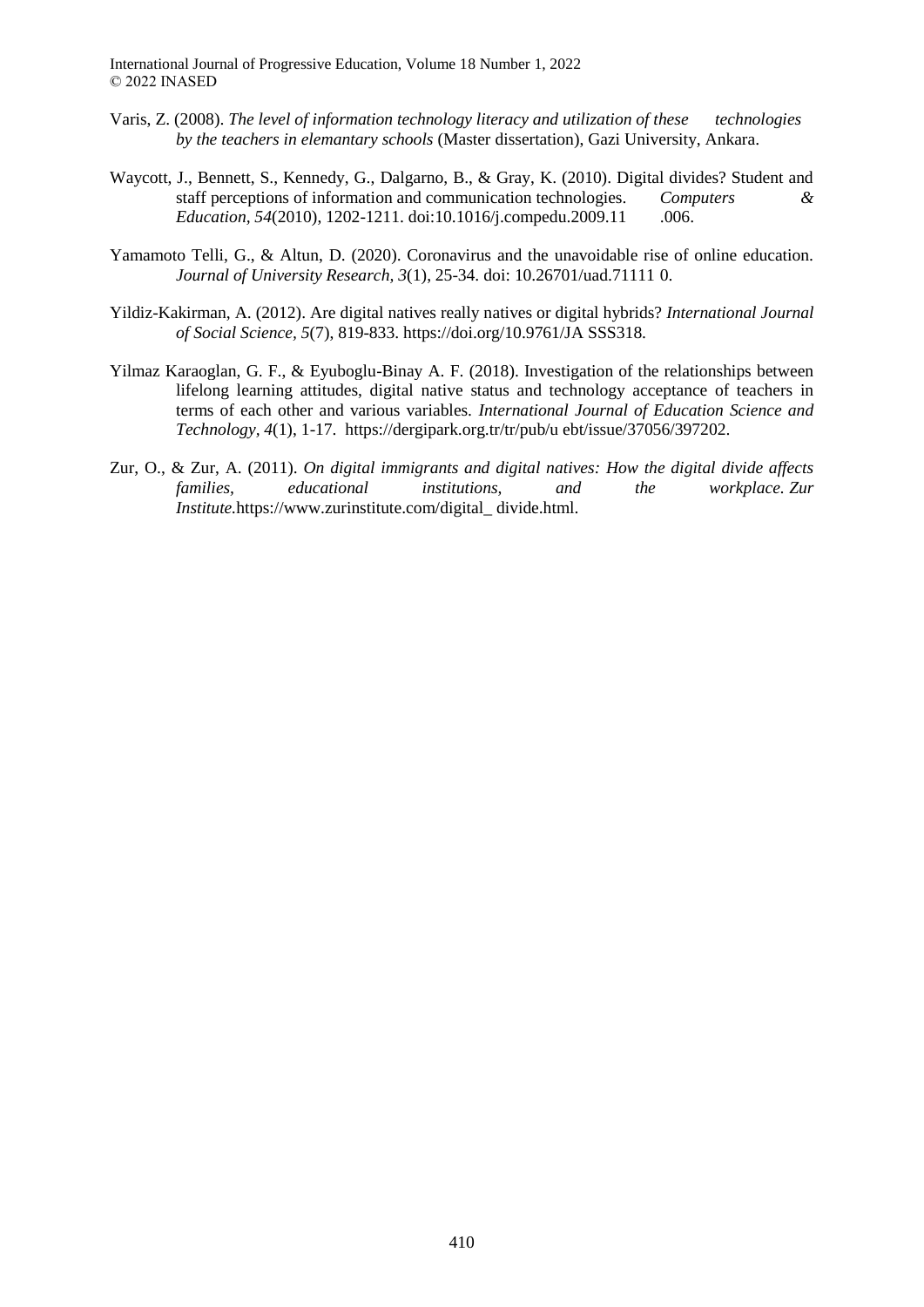Varis, Z. (2008). *The level of information technology literacy and utilization of these technologies by the teachers in elemantary schools* (Master dissertation), Gazi University, Ankara.

Waycott, J., Bennett, S., Kennedy, G., Dalgarno, B., & Gray, K. (2010). Digital divides? Student and staff perceptions of information and communication technologies. *Computers & Education*, *54*(2010), 1202-1211. doi:10.1016/j.compedu.2009.11 .006.

Yamamoto Telli, G., & Altun, D. (2020). Coronavirus and the unavoidable rise of online education. *Journal of University Research*, *3*(1), 25-34. doi: 10.26701/uad.71111 0.

Yildiz-Kakirman, A. (2012). Are digital natives really natives or digital hybrids? *International Journal of Social Science*, *5*(7), 819-833. https://doi.org/10.9761/JA SSS318.

Yilmaz Karaoglan, G. F., & Eyuboglu-Binay A. F. (2018). Investigation of the relationships between lifelong learning attitudes, digital native status and technology acceptance of teachers in terms of each other and various variables. *International Journal of Education Science and Technology*, *4*(1), 1-17. https://dergipark.org.tr/tr/pub/u ebt/issue/37056/397202.

Zur, O., & Zur, A. (2011). *On digital immigrants and digital natives: How the digital divide affects families, educational institutions, and the workplace*. *Zur Institute*.https://www.zurinstitute.com/digital_ divide.html.